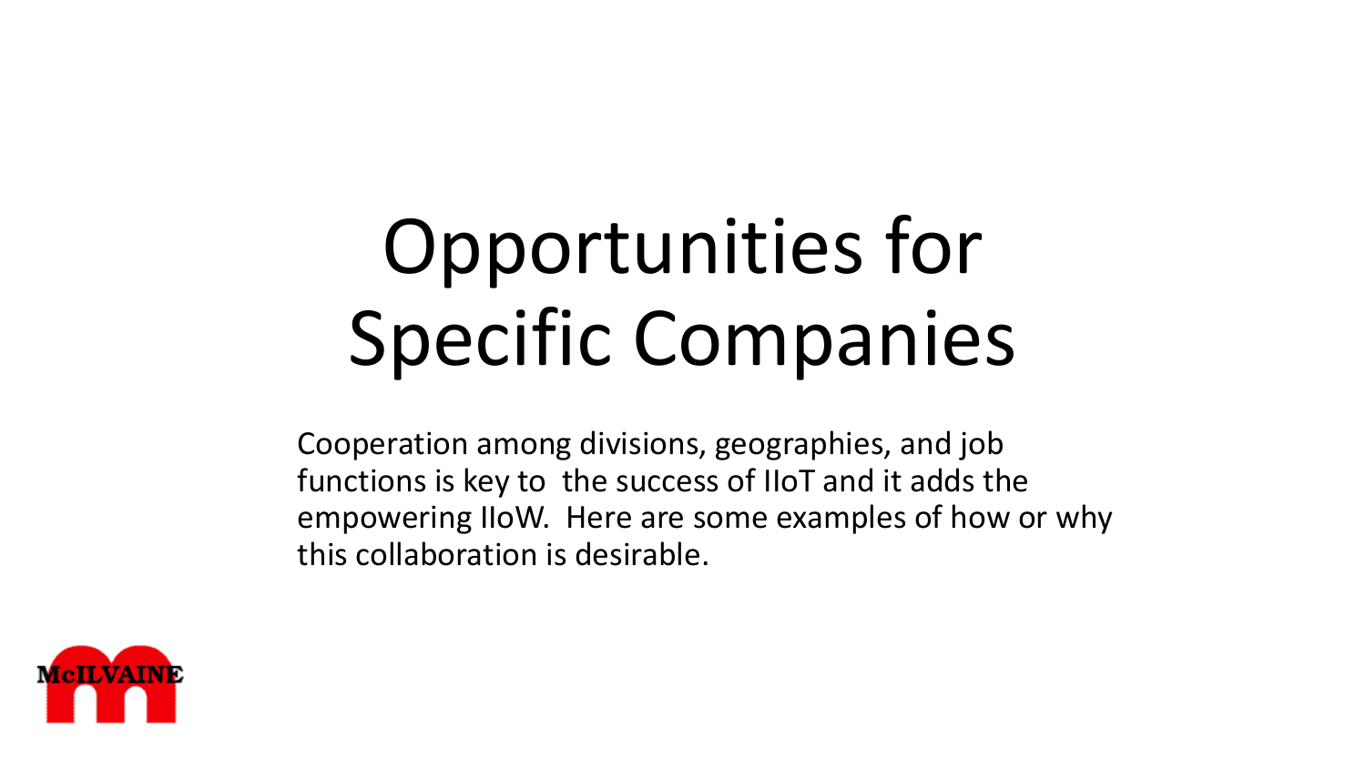# Opportunities for Specific Companies

Cooperation among divisions, geographies, and job functions is key to the success of IIoT and it adds the empowering IIoW. Here are some examples of how or why this collaboration is desirable.

McILVAINE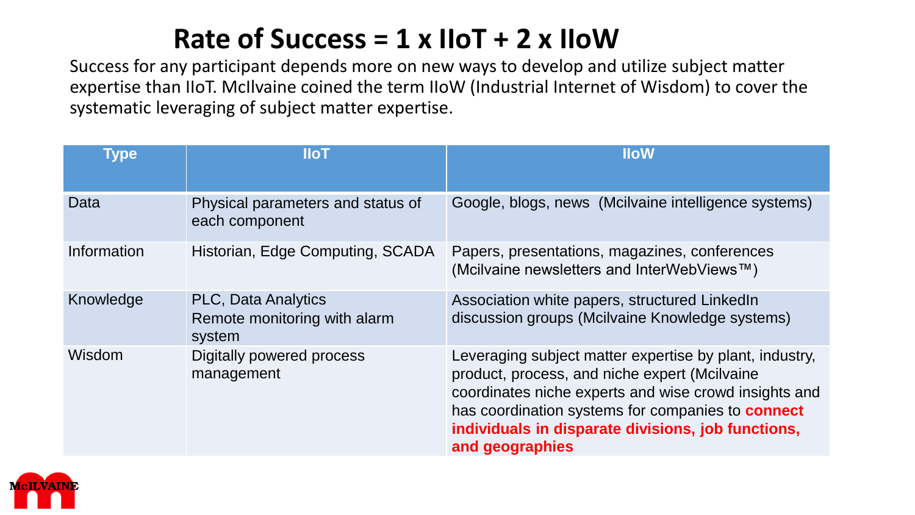# Rate of Success = 1 x IIoT + 2 x IIoW

Success for any participant depends more on new ways to develop and utilize subject matter expertise than IIoT. McIlvaine coined the term IIoW (Industrial Internet of Wisdom) to cover the systematic leveraging of subject matter expertise.

| Type | IIoT | IIoW |
|---|---|---|
| Data | Physical parameters and status of each component | Google, blogs, news (Mcilvaine intelligence systems) |
| Information | Historian, Edge Computing, SCADA | Papers, presentations, magazines, conferences (Mcilvaine newsletters and InterWebViews™) |
| Knowledge | PLC, Data Analytics<br>Remote monitoring with alarm system | Association white papers, structured LinkedIn discussion groups (Mcilvaine Knowledge systems) |
| Wisdom | Digitally powered process management | Leveraging subject matter expertise by plant, industry, product, process, and niche expert (Mcilvaine coordinates niche experts and wise crowd insights and has coordination systems for companies to **connect individuals in disparate divisions, job functions, and geographies** |

McILVAINE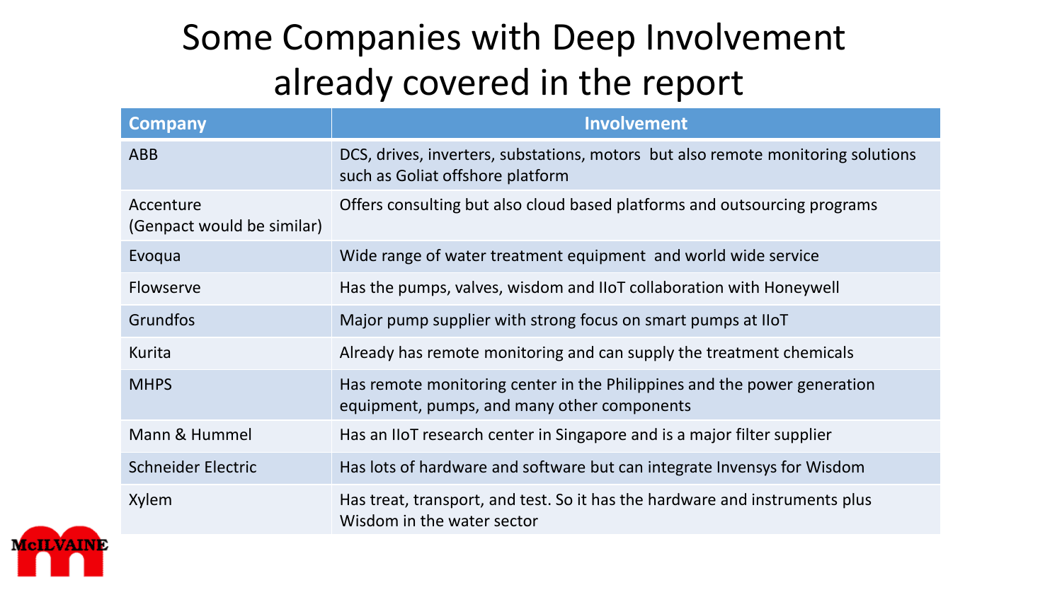# Some Companies with Deep Involvement already covered in the report

| Company | Involvement |
|---|---|
| ABB | DCS, drives, inverters, substations, motors but also remote monitoring solutions such as Goliat offshore platform |
| Accenture (Genpact would be similar) | Offers consulting but also cloud based platforms and outsourcing programs |
| Evoqua | Wide range of water treatment equipment and world wide service |
| Flowserve | Has the pumps, valves, wisdom and IIoT collaboration with Honeywell |
| Grundfos | Major pump supplier with strong focus on smart pumps at IIoT |
| Kurita | Already has remote monitoring and can supply the treatment chemicals |
| MHPS | Has remote monitoring center in the Philippines and the power generation equipment, pumps, and many other components |
| Mann & Hummel | Has an IIoT research center in Singapore and is a major filter supplier |
| Schneider Electric | Has lots of hardware and software but can integrate Invensys for Wisdom |
| Xylem | Has treat, transport, and test. So it has the hardware and instruments plus Wisdom in the water sector |

McILVAINE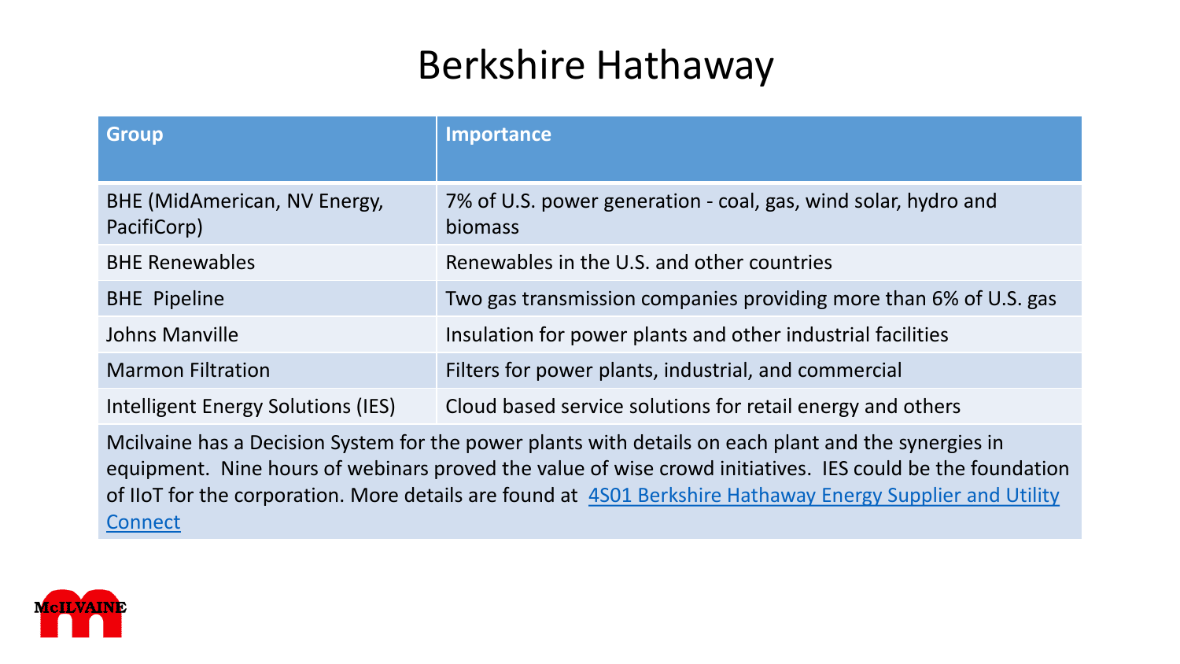# Berkshire Hathaway

| Group | Importance |
| --- | --- |
| BHE (MidAmerican, NV Energy, PacifiCorp) | 7% of U.S. power generation - coal, gas, wind solar, hydro and biomass |
| BHE Renewables | Renewables in the U.S. and other countries |
| BHE Pipeline | Two gas transmission companies providing more than 6% of U.S. gas |
| Johns Manville | Insulation for power plants and other industrial facilities |
| Marmon Filtration | Filters for power plants, industrial, and commercial |
| Intelligent Energy Solutions (IES) | Cloud based service solutions for retail energy and others |

Mcilvaine has a Decision System for the power plants with details on each plant and the synergies in equipment. Nine hours of webinars proved the value of wise crowd initiatives. IES could be the foundation of IIoT for the corporation. More details are found at 4S01 Berkshire Hathaway Energy Supplier and Utility Connect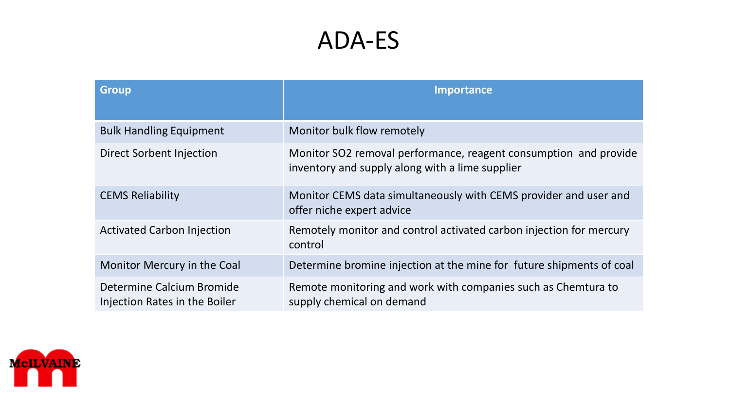# ADA-ES

| Group | Importance |
|---|---|
| Bulk Handling Equipment | Monitor bulk flow remotely |
| Direct Sorbent Injection | Monitor SO2 removal performance, reagent consumption and provide inventory and supply along with a lime supplier |
| CEMS Reliability | Monitor CEMS data simultaneously with CEMS provider and user and offer niche expert advice |
| Activated Carbon Injection | Remotely monitor and control activated carbon injection for mercury control |
| Monitor Mercury in the Coal | Determine bromine injection at the mine for future shipments of coal |
| Determine Calcium Bromide Injection Rates in the Boiler | Remote monitoring and work with companies such as Chemtura to supply chemical on demand |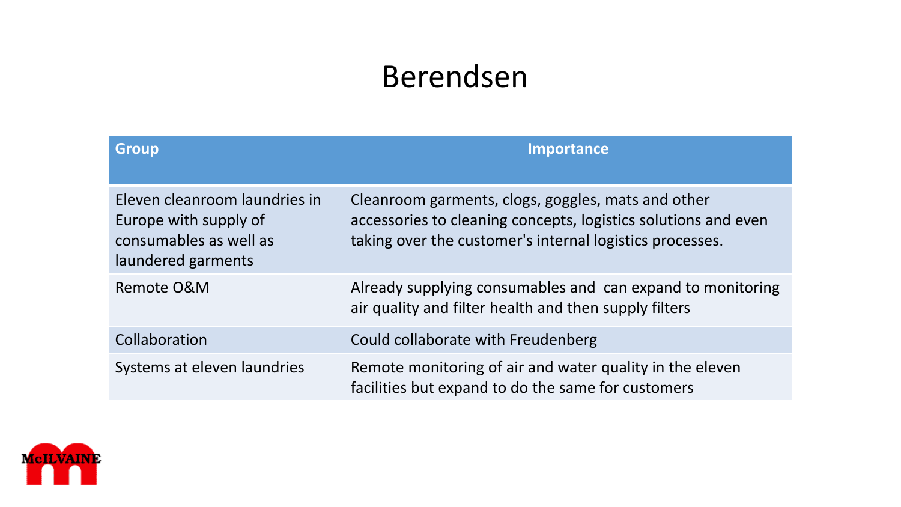# Berendsen

| Group | Importance |
|---|---|
| Eleven cleanroom laundries in Europe with supply of consumables as well as laundered garments | Cleanroom garments, clogs, goggles, mats and other accessories to cleaning concepts, logistics solutions and even taking over the customer's internal logistics processes. |
| Remote O&M | Already supplying consumables and can expand to monitoring air quality and filter health and then supply filters |
| Collaboration | Could collaborate with Freudenberg |
| Systems at eleven laundries | Remote monitoring of air and water quality in the eleven facilities but expand to do the same for customers |

McILVAINE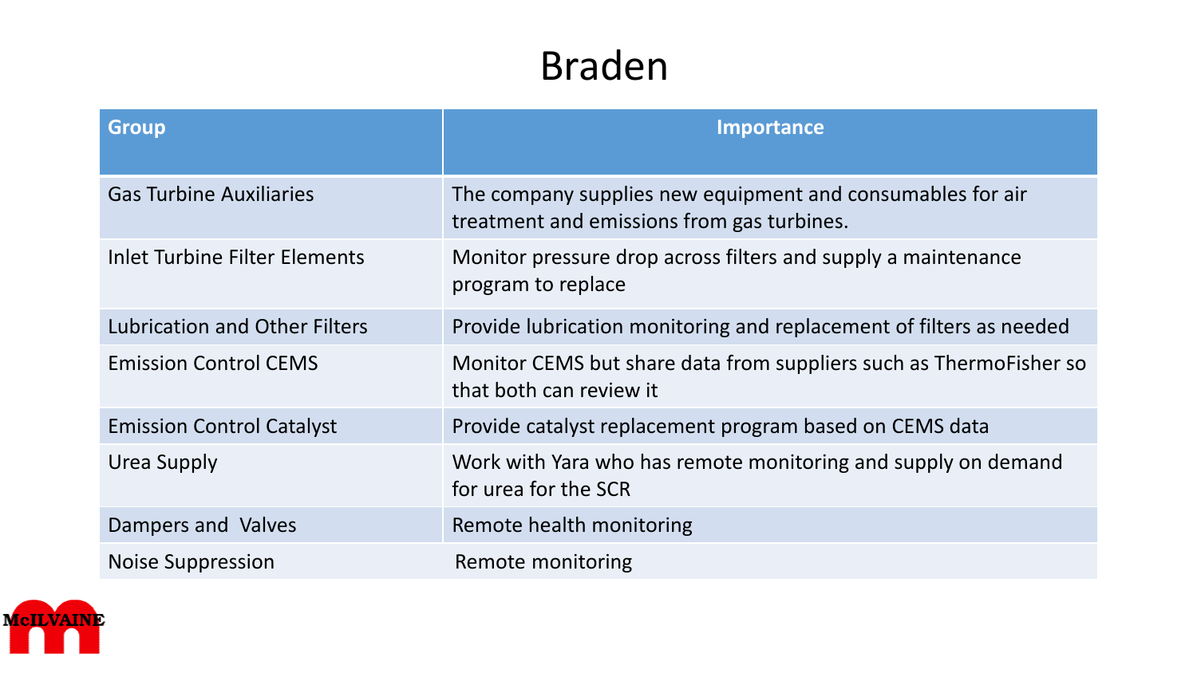# Braden

| Group | Importance |
|---|---|
| Gas Turbine Auxiliaries | The company supplies new equipment and consumables for air treatment and emissions from gas turbines. |
| Inlet Turbine Filter Elements | Monitor pressure drop across filters and supply a maintenance program to replace |
| Lubrication and Other Filters | Provide lubrication monitoring and replacement of filters as needed |
| Emission Control CEMS | Monitor CEMS but share data from suppliers such as ThermoFisher so that both can review it |
| Emission Control Catalyst | Provide catalyst replacement program based on CEMS data |
| Urea Supply | Work with Yara who has remote monitoring and supply on demand for urea for the SCR |
| Dampers and Valves | Remote health monitoring |
| Noise Suppression | Remote monitoring |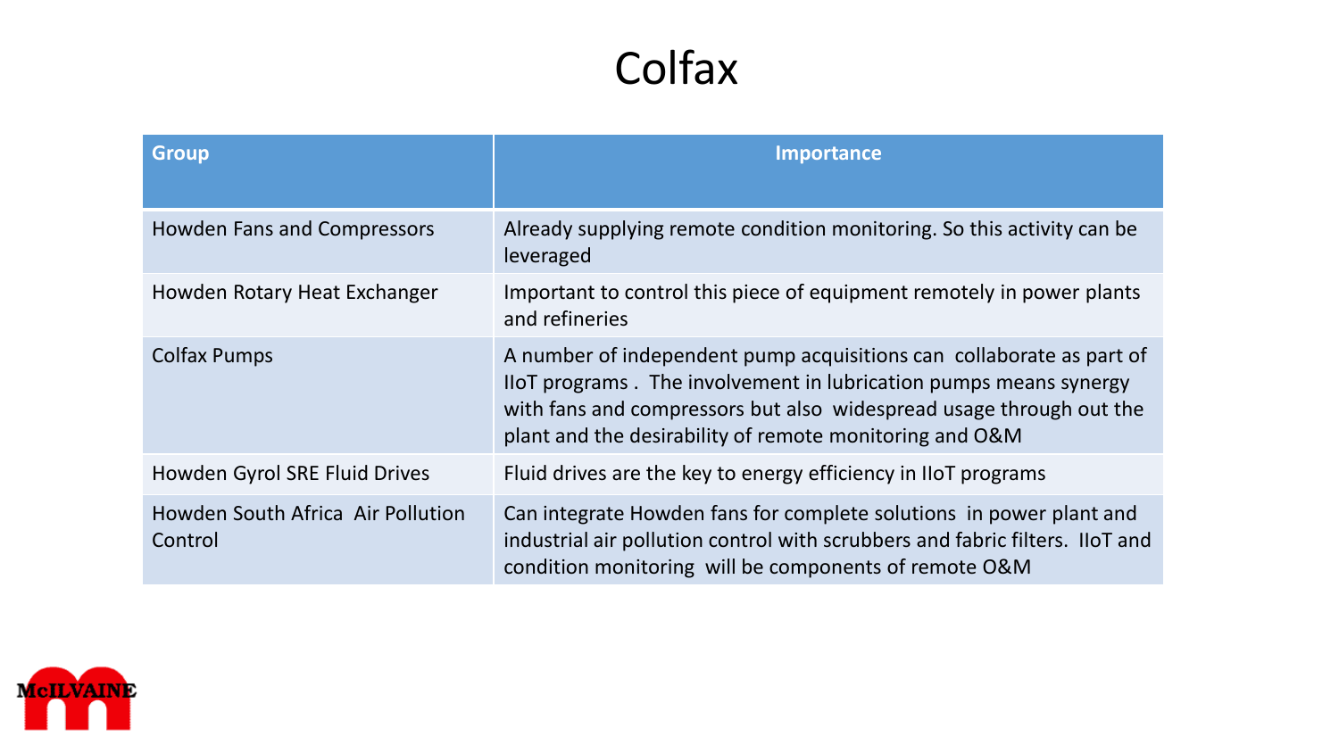# Colfax

| Group | Importance |
|---|---|
| Howden Fans and Compressors | Already supplying remote condition monitoring. So this activity can be leveraged |
| Howden Rotary Heat Exchanger | Important to control this piece of equipment remotely in power plants and refineries |
| Colfax Pumps | A number of independent pump acquisitions can collaborate as part of IIoT programs . The involvement in lubrication pumps means synergy with fans and compressors but also widespread usage through out the plant and the desirability of remote monitoring and O&M |
| Howden Gyrol SRE Fluid Drives | Fluid drives are the key to energy efficiency in IIoT programs |
| Howden South Africa Air Pollution Control | Can integrate Howden fans for complete solutions in power plant and industrial air pollution control with scrubbers and fabric filters. IIoT and condition monitoring will be components of remote O&M |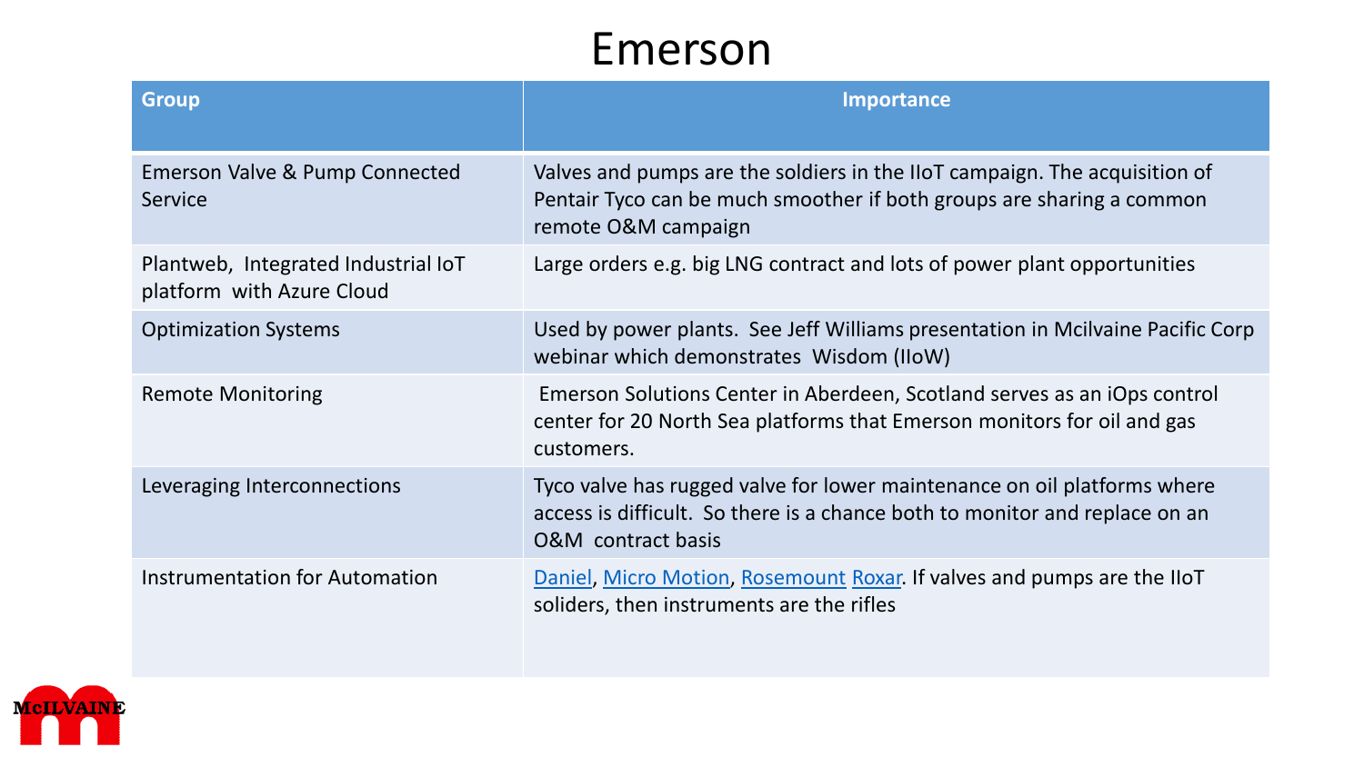# Emerson

| Group | Importance |
|---|---|
| Emerson Valve & Pump Connected Service | Valves and pumps are the soldiers in the IIoT campaign. The acquisition of Pentair Tyco can be much smoother if both groups are sharing a common remote O&M campaign |
| Plantweb, Integrated Industrial IoT platform with Azure Cloud | Large orders e.g. big LNG contract and lots of power plant opportunities |
| Optimization Systems | Used by power plants. See Jeff Williams presentation in Mcilvaine Pacific Corp webinar which demonstrates Wisdom (IIoW) |
| Remote Monitoring | Emerson Solutions Center in Aberdeen, Scotland serves as an iOps control center for 20 North Sea platforms that Emerson monitors for oil and gas customers. |
| Leveraging Interconnections | Tyco valve has rugged valve for lower maintenance on oil platforms where access is difficult. So there is a chance both to monitor and replace on an O&M contract basis |
| Instrumentation for Automation | Daniel, Micro Motion, Rosemount Roxar. If valves and pumps are the IIoT soliders, then instruments are the rifles |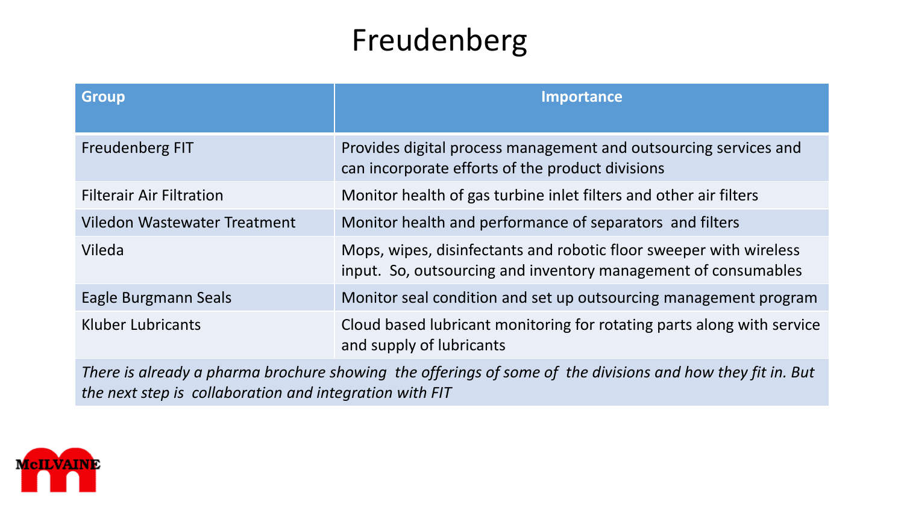# Freudenberg

| Group | Importance |
| --- | --- |
| Freudenberg FIT | Provides digital process management and outsourcing services and can incorporate efforts of the product divisions |
| Filterair Air Filtration | Monitor health of gas turbine inlet filters and other air filters |
| Viledon Wastewater Treatment | Monitor health and performance of separators and filters |
| Vileda | Mops, wipes, disinfectants and robotic floor sweeper with wireless input. So, outsourcing and inventory management of consumables |
| Eagle Burgmann Seals | Monitor seal condition and set up outsourcing management program |
| Kluber Lubricants | Cloud based lubricant monitoring for rotating parts along with service and supply of lubricants |

*There is already a pharma brochure showing the offerings of some of the divisions and how they fit in. But the next step is collaboration and integration with FIT*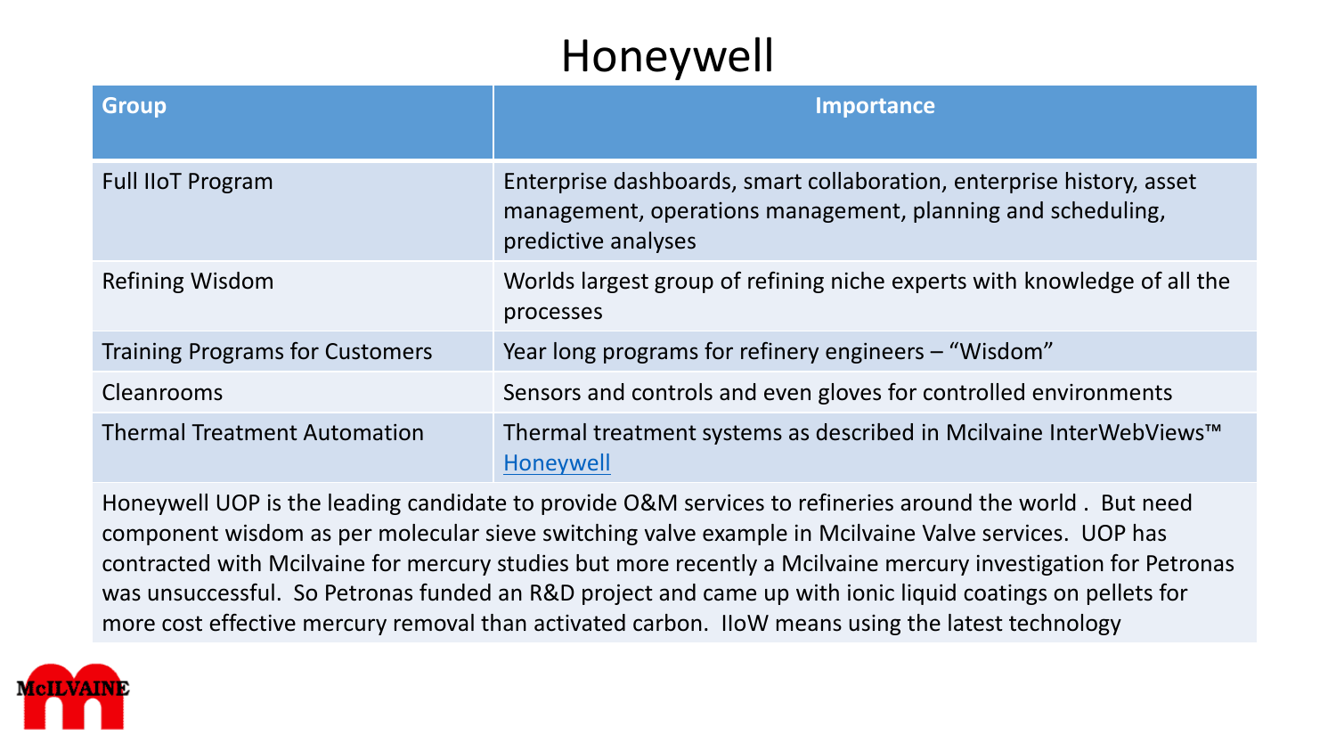# Honeywell

| Group | Importance |
|---|---|
| Full IIoT Program | Enterprise dashboards, smart collaboration, enterprise history, asset management, operations management, planning and scheduling, predictive analyses |
| Refining Wisdom | Worlds largest group of refining niche experts with knowledge of all the processes |
| Training Programs for Customers | Year long programs for refinery engineers – "Wisdom" |
| Cleanrooms | Sensors and controls and even gloves for controlled environments |
| Thermal Treatment Automation | Thermal treatment systems as described in Mcilvaine InterWebViews™ Honeywell |

Honeywell UOP is the leading candidate to provide O&M services to refineries around the world . But need component wisdom as per molecular sieve switching valve example in Mcilvaine Valve services. UOP has contracted with Mcilvaine for mercury studies but more recently a Mcilvaine mercury investigation for Petronas was unsuccessful. So Petronas funded an R&D project and came up with ionic liquid coatings on pellets for more cost effective mercury removal than activated carbon. IIoW means using the latest technology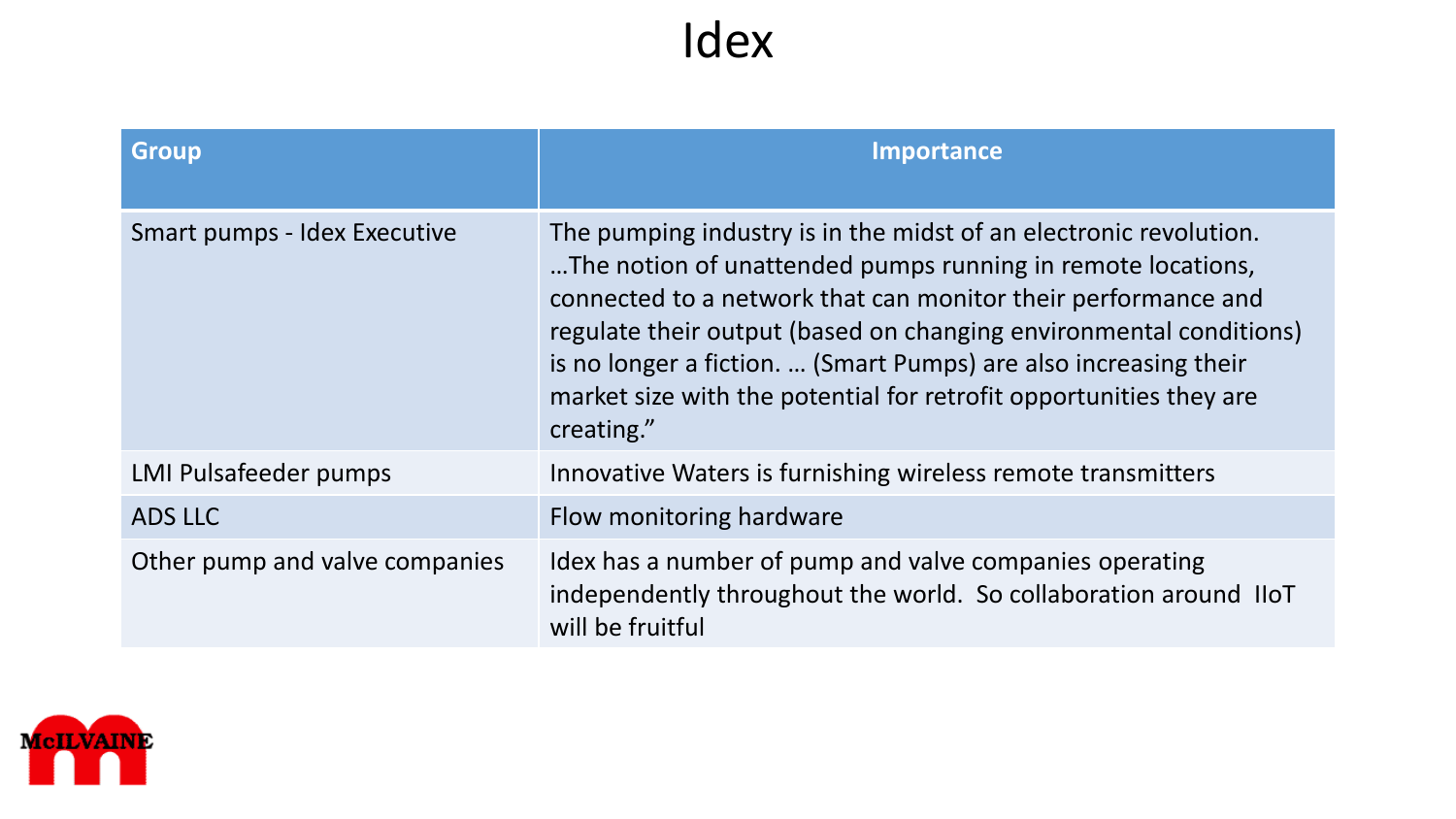# Idex

| Group | Importance |
| --- | --- |
| Smart pumps - Idex Executive | The pumping industry is in the midst of an electronic revolution. …The notion of unattended pumps running in remote locations, connected to a network that can monitor their performance and regulate their output (based on changing environmental conditions) is no longer a fiction. … (Smart Pumps) are also increasing their market size with the potential for retrofit opportunities they are creating." |
| LMI Pulsafeeder pumps | Innovative Waters is furnishing wireless remote transmitters |
| ADS LLC | Flow monitoring hardware |
| Other pump and valve companies | Idex has a number of pump and valve companies operating independently throughout the world. So collaboration around IIoT will be fruitful |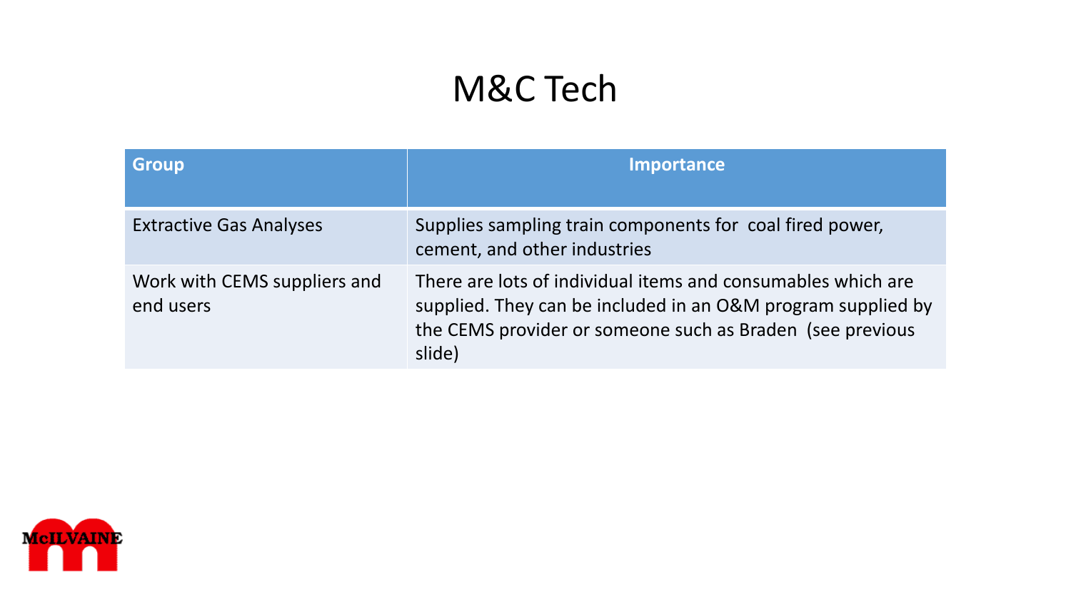# M&C Tech

| Group | Importance |
|---|---|
| Extractive Gas Analyses | Supplies sampling train components for coal fired power, cement, and other industries |
| Work with CEMS suppliers and end users | There are lots of individual items and consumables which are supplied. They can be included in an O&M program supplied by the CEMS provider or someone such as Braden (see previous slide) |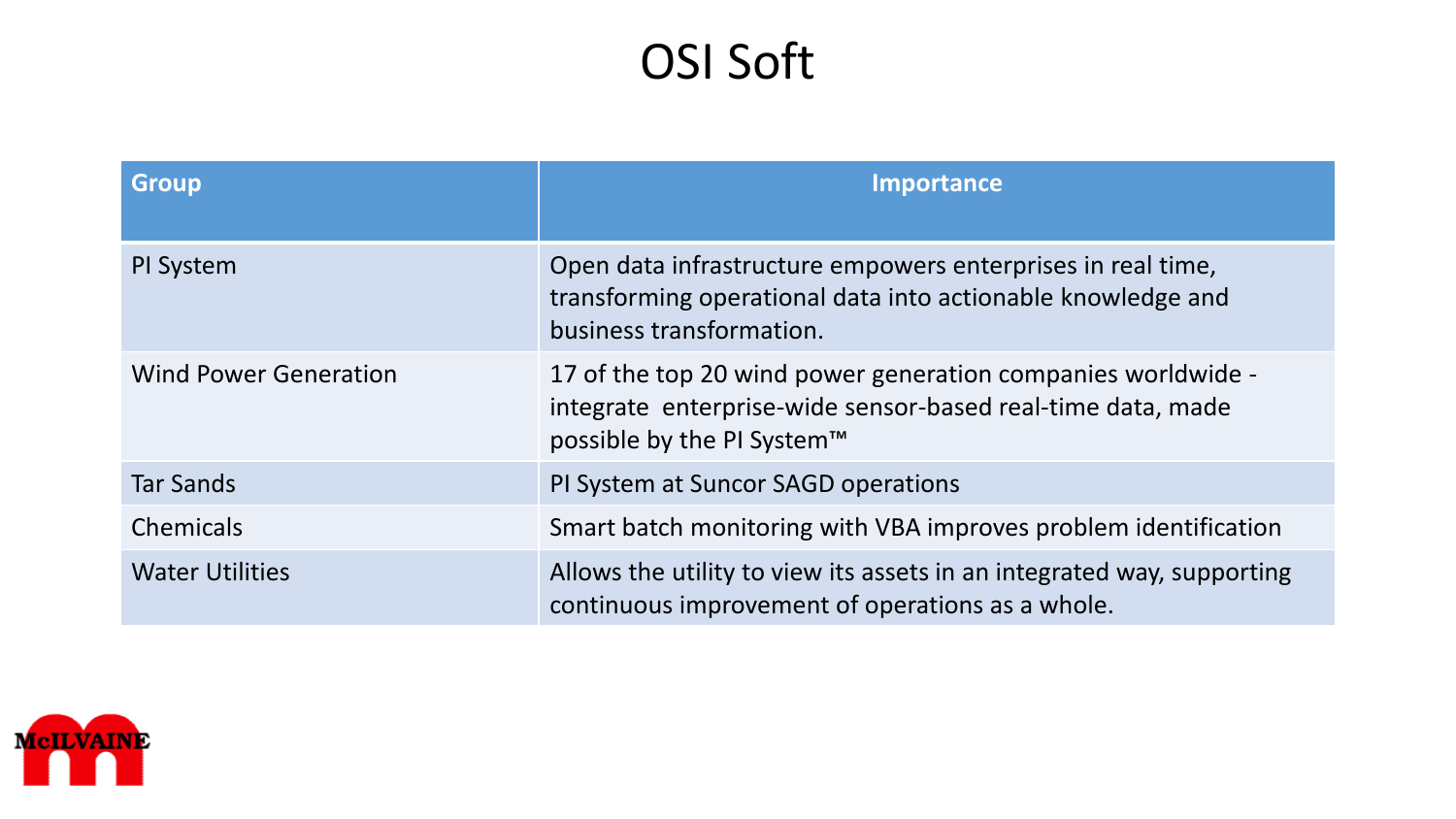# OSI Soft

| Group | Importance |
|---|---|
| PI System | Open data infrastructure empowers enterprises in real time, transforming operational data into actionable knowledge and business transformation. |
| Wind Power Generation | 17 of the top 20 wind power generation companies worldwide - integrate enterprise-wide sensor-based real-time data, made possible by the PI System™ |
| Tar Sands | PI System at Suncor SAGD operations |
| Chemicals | Smart batch monitoring with VBA improves problem identification |
| Water Utilities | Allows the utility to view its assets in an integrated way, supporting continuous improvement of operations as a whole. |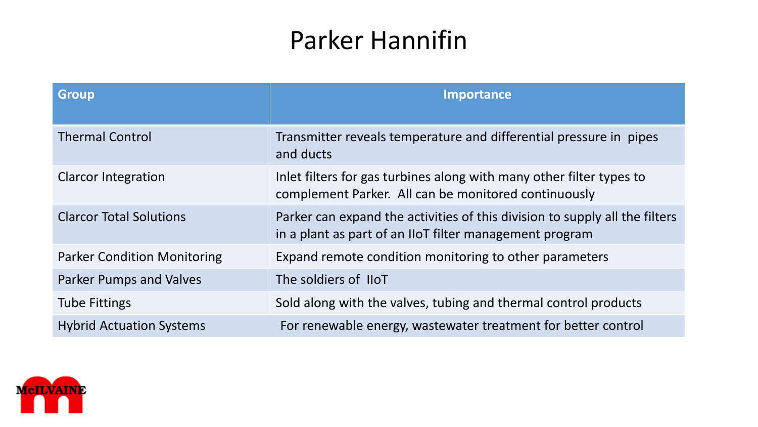# Parker Hannifin

| Group | Importance |
| --- | --- |
| Thermal Control | Transmitter reveals temperature and differential pressure in pipes and ducts |
| Clarcor Integration | Inlet filters for gas turbines along with many other filter types to complement Parker. All can be monitored continuously |
| Clarcor Total Solutions | Parker can expand the activities of this division to supply all the filters in a plant as part of an IIoT filter management program |
| Parker Condition Monitoring | Expand remote condition monitoring to other parameters |
| Parker Pumps and Valves | The soldiers of IIoT |
| Tube Fittings | Sold along with the valves, tubing and thermal control products |
| Hybrid Actuation Systems | For renewable energy, wastewater treatment for better control |

McILVAINE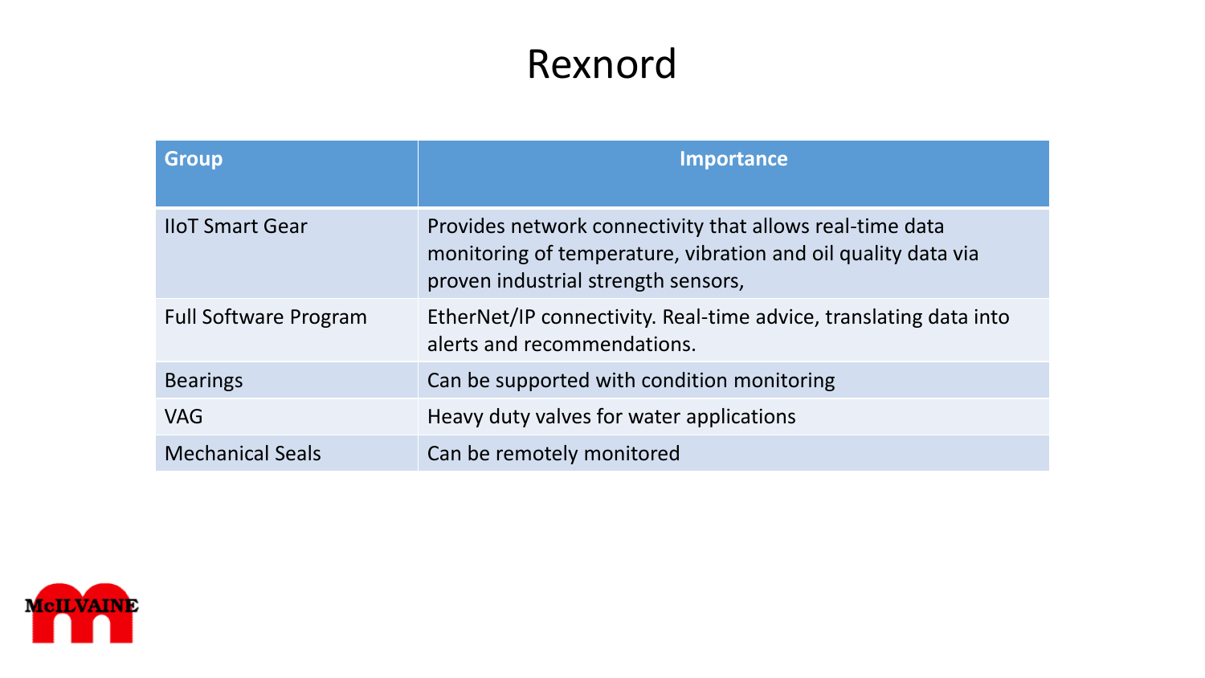# Rexnord

| Group | Importance |
|---|---|
| IIoT Smart Gear | Provides network connectivity that allows real-time data monitoring of temperature, vibration and oil quality data via proven industrial strength sensors, |
| Full Software Program | EtherNet/IP connectivity. Real-time advice, translating data into alerts and recommendations. |
| Bearings | Can be supported with condition monitoring |
| VAG | Heavy duty valves for water applications |
| Mechanical Seals | Can be remotely monitored |